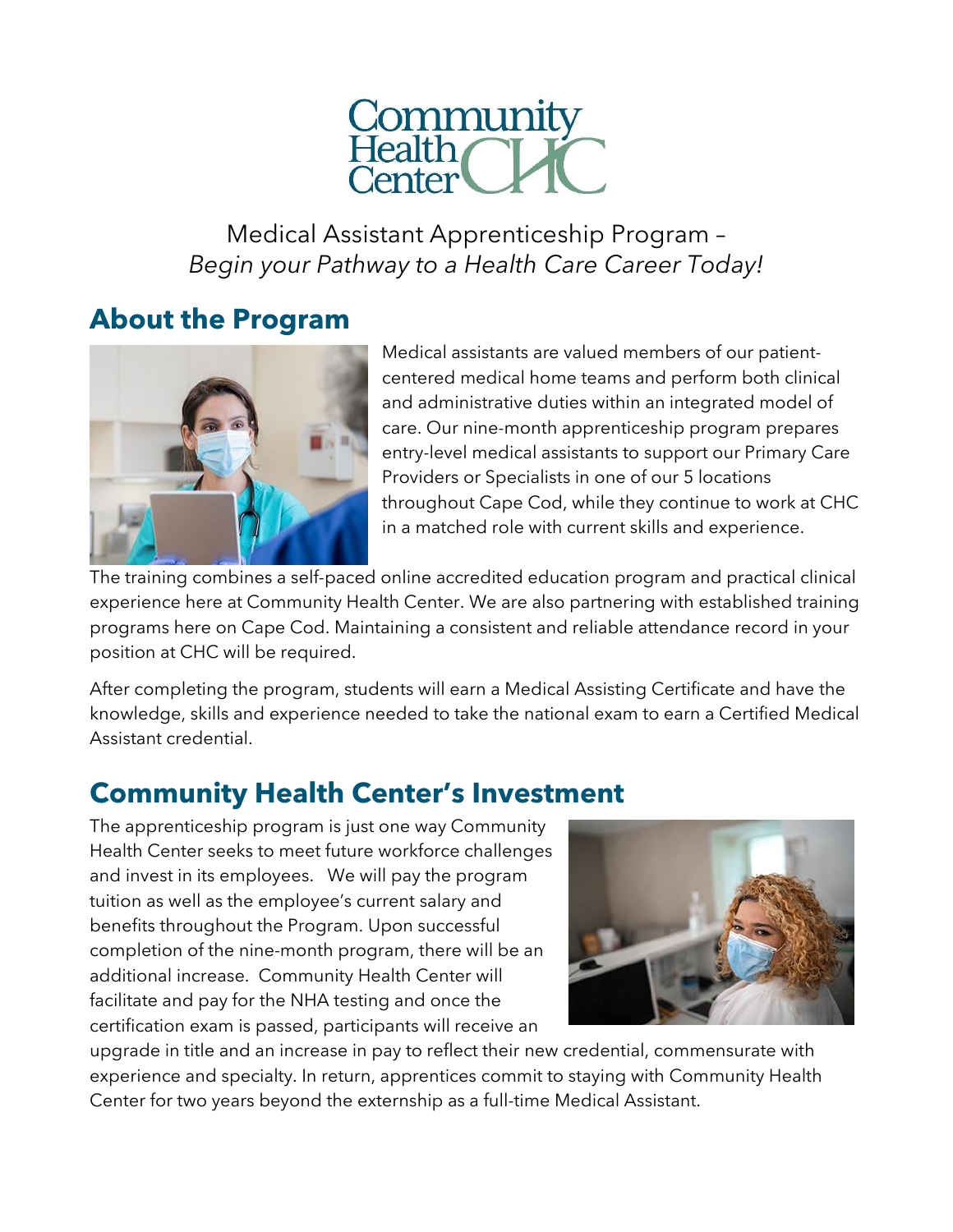Community Health Center CHC

Medical Assistant Apprenticeship Program –
*Begin your Pathway to a Health Care Career Today!*

## About the Program

Medical assistants are valued members of our patient-centered medical home teams and perform both clinical and administrative duties within an integrated model of care. Our nine-month apprenticeship program prepares entry-level medical assistants to support our Primary Care Providers or Specialists in one of our 5 locations throughout Cape Cod, while they continue to work at CHC in a matched role with current skills and experience.

The training combines a self-paced online accredited education program and practical clinical experience here at Community Health Center. We are also partnering with established training programs here on Cape Cod. Maintaining a consistent and reliable attendance record in your position at CHC will be required.

After completing the program, students will earn a Medical Assisting Certificate and have the knowledge, skills and experience needed to take the national exam to earn a Certified Medical Assistant credential.

## Community Health Center's Investment

The apprenticeship program is just one way Community Health Center seeks to meet future workforce challenges and invest in its employees. We will pay the program tuition as well as the employee's current salary and benefits throughout the Program. Upon successful completion of the nine-month program, there will be an additional increase. Community Health Center will facilitate and pay for the NHA testing and once the certification exam is passed, participants will receive an upgrade in title and an increase in pay to reflect their new credential, commensurate with experience and specialty. In return, apprentices commit to staying with Community Health Center for two years beyond the externship as a full-time Medical Assistant.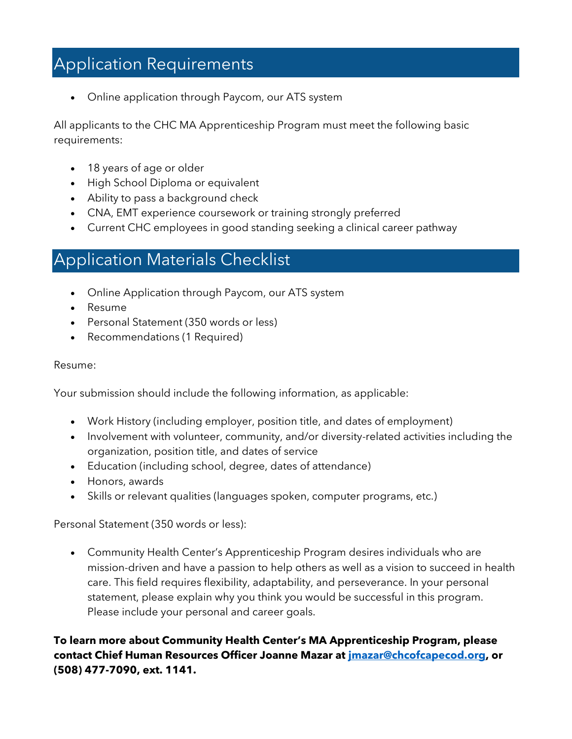## Application Requirements

- Online application through Paycom, our ATS system

All applicants to the CHC MA Apprenticeship Program must meet the following basic requirements:

- 18 years of age or older
- High School Diploma or equivalent
- Ability to pass a background check
- CNA, EMT experience coursework or training strongly preferred
- Current CHC employees in good standing seeking a clinical career pathway

## Application Materials Checklist

- Online Application through Paycom, our ATS system
- Resume
- Personal Statement (350 words or less)
- Recommendations (1 Required)

Resume:

Your submission should include the following information, as applicable:

- Work History (including employer, position title, and dates of employment)
- Involvement with volunteer, community, and/or diversity-related activities including the organization, position title, and dates of service
- Education (including school, degree, dates of attendance)
- Honors, awards
- Skills or relevant qualities (languages spoken, computer programs, etc.)

Personal Statement (350 words or less):

- Community Health Center's Apprenticeship Program desires individuals who are mission-driven and have a passion to help others as well as a vision to succeed in health care. This field requires flexibility, adaptability, and perseverance. In your personal statement, please explain why you think you would be successful in this program. Please include your personal and career goals.

**To learn more about Community Health Center's MA Apprenticeship Program, please contact Chief Human Resources Officer Joanne Mazar at [jmazar@chcofcapecod.org](mailto:jmazar@chcofcapecod.org), or (508) 477-7090, ext. 1141.**